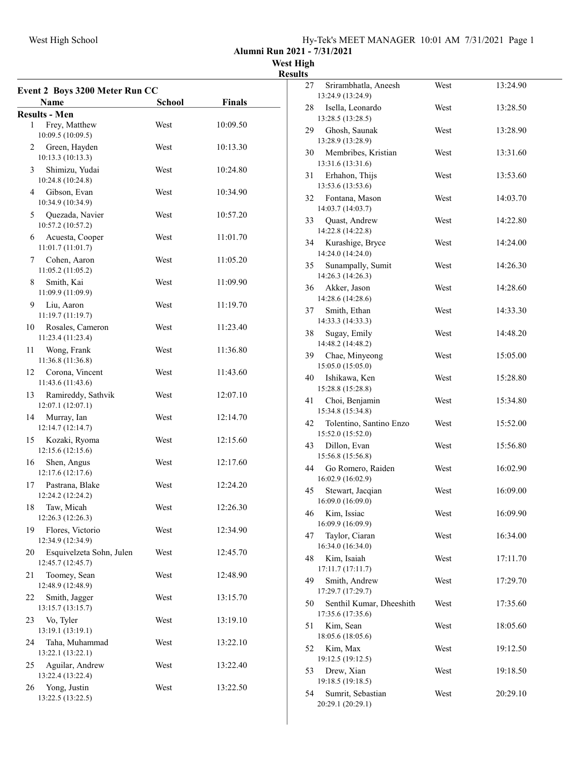## Alumni Run 2021 - 7/31/2021

### West High

### Results

#### Event 2 Boys 3200 Meter Run CC

**Results - Men**

| | Name | School | Finals |
|---|---|---|---|
| 1 | Frey, Matthew | West | 10:09.50 |
| | 10:09.5 (10:09.5) | | |
| 2 | Green, Hayden | West | 10:13.30 |
| | 10:13.3 (10:13.3) | | |
| 3 | Shimizu, Yudai | West | 10:24.80 |
| | 10:24.8 (10:24.8) | | |
| 4 | Gibson, Evan | West | 10:34.90 |
| | 10:34.9 (10:34.9) | | |
| 5 | Quezada, Navier | West | 10:57.20 |
| | 10:57.2 (10:57.2) | | |
| 6 | Acuesta, Cooper | West | 11:01.70 |
| | 11:01.7 (11:01.7) | | |
| 7 | Cohen, Aaron | West | 11:05.20 |
| | 11:05.2 (11:05.2) | | |
| 8 | Smith, Kai | West | 11:09.90 |
| | 11:09.9 (11:09.9) | | |
| 9 | Liu, Aaron | West | 11:19.70 |
| | 11:19.7 (11:19.7) | | |
| 10 | Rosales, Cameron | West | 11:23.40 |
| | 11:23.4 (11:23.4) | | |
| 11 | Wong, Frank | West | 11:36.80 |
| | 11:36.8 (11:36.8) | | |
| 12 | Corona, Vincent | West | 11:43.60 |
| | 11:43.6 (11:43.6) | | |
| 13 | Ramireddy, Sathvik | West | 12:07.10 |
| | 12:07.1 (12:07.1) | | |
| 14 | Murray, Ian | West | 12:14.70 |
| | 12:14.7 (12:14.7) | | |
| 15 | Kozaki, Ryoma | West | 12:15.60 |
| | 12:15.6 (12:15.6) | | |
| 16 | Shen, Angus | West | 12:17.60 |
| | 12:17.6 (12:17.6) | | |
| 17 | Pastrana, Blake | West | 12:24.20 |
| | 12:24.2 (12:24.2) | | |
| 18 | Taw, Micah | West | 12:26.30 |
| | 12:26.3 (12:26.3) | | |
| 19 | Flores, Victorio | West | 12:34.90 |
| | 12:34.9 (12:34.9) | | |
| 20 | Esquivelzeta Sohn, Julen | West | 12:45.70 |
| | 12:45.7 (12:45.7) | | |
| 21 | Toomey, Sean | West | 12:48.90 |
| | 12:48.9 (12:48.9) | | |
| 22 | Smith, Jagger | West | 13:15.70 |
| | 13:15.7 (13:15.7) | | |
| 23 | Vo, Tyler | West | 13:19.10 |
| | 13:19.1 (13:19.1) | | |
| 24 | Taha, Muhammad | West | 13:22.10 |
| | 13:22.1 (13:22.1) | | |
| 25 | Aguilar, Andrew | West | 13:22.40 |
| | 13:22.4 (13:22.4) | | |
| 26 | Yong, Justin | West | 13:22.50 |
| | 13:22.5 (13:22.5) | | |
| 27 | Srirambhatla, Aneesh | West | 13:24.90 |
| | 13:24.9 (13:24.9) | | |
| 28 | Isella, Leonardo | West | 13:28.50 |
| | 13:28.5 (13:28.5) | | |
| 29 | Ghosh, Saunak | West | 13:28.90 |
| | 13:28.9 (13:28.9) | | |
| 30 | Membribes, Kristian | West | 13:31.60 |
| | 13:31.6 (13:31.6) | | |
| 31 | Erhahon, Thijs | West | 13:53.60 |
| | 13:53.6 (13:53.6) | | |
| 32 | Fontana, Mason | West | 14:03.70 |
| | 14:03.7 (14:03.7) | | |
| 33 | Quast, Andrew | West | 14:22.80 |
| | 14:22.8 (14:22.8) | | |
| 34 | Kurashige, Bryce | West | 14:24.00 |
| | 14:24.0 (14:24.0) | | |
| 35 | Sunampally, Sumit | West | 14:26.30 |
| | 14:26.3 (14:26.3) | | |
| 36 | Akker, Jason | West | 14:28.60 |
| | 14:28.6 (14:28.6) | | |
| 37 | Smith, Ethan | West | 14:33.30 |
| | 14:33.3 (14:33.3) | | |
| 38 | Sugay, Emily | West | 14:48.20 |
| | 14:48.2 (14:48.2) | | |
| 39 | Chae, Minyeong | West | 15:05.00 |
| | 15:05.0 (15:05.0) | | |
| 40 | Ishikawa, Ken | West | 15:28.80 |
| | 15:28.8 (15:28.8) | | |
| 41 | Choi, Benjamin | West | 15:34.80 |
| | 15:34.8 (15:34.8) | | |
| 42 | Tolentino, Santino Enzo | West | 15:52.00 |
| | 15:52.0 (15:52.0) | | |
| 43 | Dillon, Evan | West | 15:56.80 |
| | 15:56.8 (15:56.8) | | |
| 44 | Go Romero, Raiden | West | 16:02.90 |
| | 16:02.9 (16:02.9) | | |
| 45 | Stewart, Jacqian | West | 16:09.00 |
| | 16:09.0 (16:09.0) | | |
| 46 | Kim, Issiac | West | 16:09.90 |
| | 16:09.9 (16:09.9) | | |
| 47 | Taylor, Ciaran | West | 16:34.00 |
| | 16:34.0 (16:34.0) | | |
| 48 | Kim, Isaiah | West | 17:11.70 |
| | 17:11.7 (17:11.7) | | |
| 49 | Smith, Andrew | West | 17:29.70 |
| | 17:29.7 (17:29.7) | | |
| 50 | Senthil Kumar, Dheeshith | West | 17:35.60 |
| | 17:35.6 (17:35.6) | | |
| 51 | Kim, Sean | West | 18:05.60 |
| | 18:05.6 (18:05.6) | | |
| 52 | Kim, Max | West | 19:12.50 |
| | 19:12.5 (19:12.5) | | |
| 53 | Drew, Xian | West | 19:18.50 |
| | 19:18.5 (19:18.5) | | |
| 54 | Sumrit, Sebastian | West | 20:29.10 |
| | 20:29.1 (20:29.1) | | |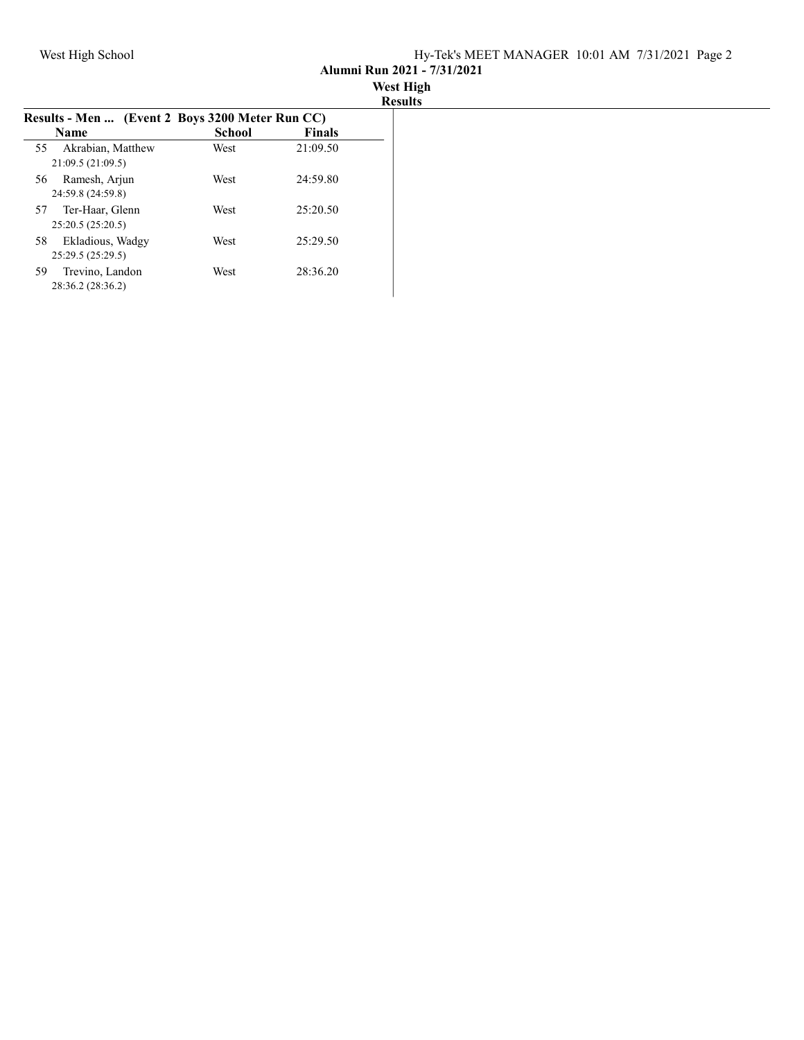**Alumni Run 2021 - 7/31/2021**

**West High**

**Results**

**Results - Men ... (Event 2 Boys 3200 Meter Run CC)**

| | Name | School | Finals |
|---|---|---|---|
| 55 | Akrabian, Matthew | West | 21:09.50 |
| | 21:09.5 (21:09.5) | | |
| 56 | Ramesh, Arjun | West | 24:59.80 |
| | 24:59.8 (24:59.8) | | |
| 57 | Ter-Haar, Glenn | West | 25:20.50 |
| | 25:20.5 (25:20.5) | | |
| 58 | Ekladious, Wadgy | West | 25:29.50 |
| | 25:29.5 (25:29.5) | | |
| 59 | Trevino, Landon | West | 28:36.20 |
| | 28:36.2 (28:36.2) | | |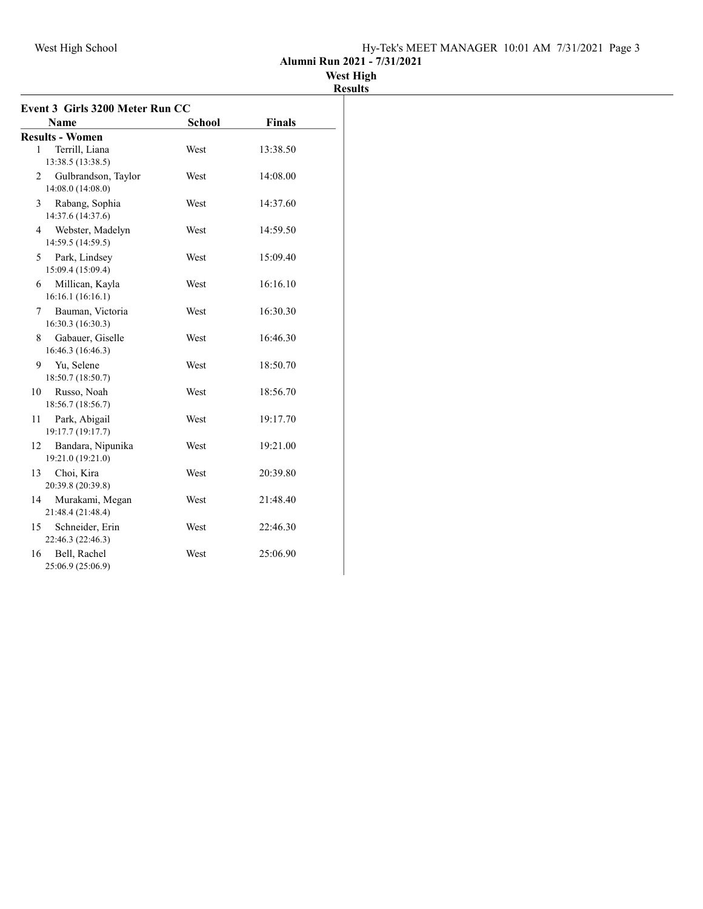## Alumni Run 2021 - 7/31/2021

### West High

### Results

**Event 3 Girls 3200 Meter Run CC**

| | Name | School | Finals |
|---|---|---|---|
| **Results - Women** | | | |
| 1 | Terrill, Liana | West | 13:38.50 |
| | 13:38.5 (13:38.5) | | |
| 2 | Gulbrandson, Taylor | West | 14:08.00 |
| | 14:08.0 (14:08.0) | | |
| 3 | Rabang, Sophia | West | 14:37.60 |
| | 14:37.6 (14:37.6) | | |
| 4 | Webster, Madelyn | West | 14:59.50 |
| | 14:59.5 (14:59.5) | | |
| 5 | Park, Lindsey | West | 15:09.40 |
| | 15:09.4 (15:09.4) | | |
| 6 | Millican, Kayla | West | 16:16.10 |
| | 16:16.1 (16:16.1) | | |
| 7 | Bauman, Victoria | West | 16:30.30 |
| | 16:30.3 (16:30.3) | | |
| 8 | Gabauer, Giselle | West | 16:46.30 |
| | 16:46.3 (16:46.3) | | |
| 9 | Yu, Selene | West | 18:50.70 |
| | 18:50.7 (18:50.7) | | |
| 10 | Russo, Noah | West | 18:56.70 |
| | 18:56.7 (18:56.7) | | |
| 11 | Park, Abigail | West | 19:17.70 |
| | 19:17.7 (19:17.7) | | |
| 12 | Bandara, Nipunika | West | 19:21.00 |
| | 19:21.0 (19:21.0) | | |
| 13 | Choi, Kira | West | 20:39.80 |
| | 20:39.8 (20:39.8) | | |
| 14 | Murakami, Megan | West | 21:48.40 |
| | 21:48.4 (21:48.4) | | |
| 15 | Schneider, Erin | West | 22:46.30 |
| | 22:46.3 (22:46.3) | | |
| 16 | Bell, Rachel | West | 25:06.90 |
| | 25:06.9 (25:06.9) | | |